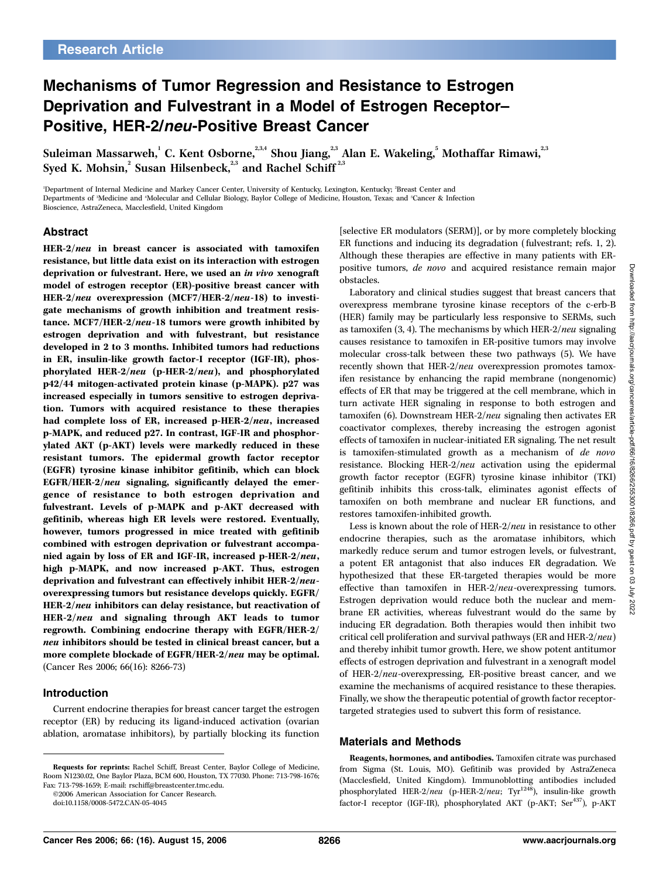Research Article

# Mechanisms of Tumor Regression and Resistance to Estrogen Deprivation and Fulvestrant in a Model of Estrogen Receptor–Positive, HER-2/*neu*-Positive Breast Cancer

Suleiman Massarweh,[1] C. Kent Osborne,[2,3,4] Shou Jiang,[2,3] Alan E. Wakeling,[5] Mothaffar Rimawi,[2,3] Syed K. Mohsin,[2] Susan Hilsenbeck,[2,3] and Rachel Schiff[2,3]

[1]Department of Internal Medicine and Markey Cancer Center, University of Kentucky, Lexington, Kentucky; [2]Breast Center and Departments of [3]Medicine and [4]Molecular and Cellular Biology, Baylor College of Medicine, Houston, Texas; and [5]Cancer & Infection Bioscience, AstraZeneca, Macclesfield, United Kingdom

## Abstract

**HER-2/*neu* in breast cancer is associated with tamoxifen resistance, but little data exist on its interaction with estrogen deprivation or fulvestrant. Here, we used an *in vivo* xenograft model of estrogen receptor (ER)-positive breast cancer with HER-2/*neu* overexpression (MCF7/HER-2/*neu*-18) to investigate mechanisms of growth inhibition and treatment resistance. MCF7/HER-2/*neu*-18 tumors were growth inhibited by estrogen deprivation and with fulvestrant, but resistance developed in 2 to 3 months. Inhibited tumors had reductions in ER, insulin-like growth factor-I receptor (IGF-IR), phosphorylated HER-2/*neu* (p-HER-2/*neu*), and phosphorylated p42/44 mitogen-activated protein kinase (p-MAPK). p27 was increased especially in tumors sensitive to estrogen deprivation. Tumors with acquired resistance to these therapies had complete loss of ER, increased p-HER-2/*neu*, increased p-MAPK, and reduced p27. In contrast, IGF-IR and phosphorylated AKT (p-AKT) levels were markedly reduced in these resistant tumors. The epidermal growth factor receptor (EGFR) tyrosine kinase inhibitor gefitinib, which can block EGFR/HER-2/*neu* signaling, significantly delayed the emergence of resistance to both estrogen deprivation and fulvestrant. Levels of p-MAPK and p-AKT decreased with gefitinib, whereas high ER levels were restored. Eventually, however, tumors progressed in mice treated with gefitinib combined with estrogen deprivation or fulvestrant accompanied again by loss of ER and IGF-IR, increased p-HER-2/*neu*, high p-MAPK, and now increased p-AKT. Thus, estrogen deprivation and fulvestrant can effectively inhibit HER-2/*neu*-overexpressing tumors but resistance develops quickly. EGFR/HER-2/*neu* inhibitors can delay resistance, but reactivation of HER-2/*neu* and signaling through AKT leads to tumor regrowth. Combining endocrine therapy with EGFR/HER-2/*neu* inhibitors should be tested in clinical breast cancer, but a more complete blockade of EGFR/HER-2/*neu* may be optimal.** (Cancer Res 2006; 66(16): 8266-73)

## Introduction

Current endocrine therapies for breast cancer target the estrogen receptor (ER) by reducing its ligand-induced activation (ovarian ablation, aromatase inhibitors), by partially blocking its function [selective ER modulators (SERM)], or by more completely blocking ER functions and inducing its degradation (fulvestrant; refs. 1, 2). Although these therapies are effective in many patients with ER-positive tumors, *de novo* and acquired resistance remain major obstacles.

Laboratory and clinical studies suggest that breast cancers that overexpress membrane tyrosine kinase receptors of the c-erb-B (HER) family may be particularly less responsive to SERMs, such as tamoxifen (3, 4). The mechanisms by which HER-2/*neu* signaling causes resistance to tamoxifen in ER-positive tumors may involve molecular cross-talk between these two pathways (5). We have recently shown that HER-2/*neu* overexpression promotes tamoxifen resistance by enhancing the rapid membrane (nongenomic) effects of ER that may be triggered at the cell membrane, which in turn activate HER signaling in response to both estrogen and tamoxifen (6). Downstream HER-2/*neu* signaling then activates ER coactivator complexes, thereby increasing the estrogen agonist effects of tamoxifen in nuclear-initiated ER signaling. The net result is tamoxifen-stimulated growth as a mechanism of *de novo* resistance. Blocking HER-2/*neu* activation using the epidermal growth factor receptor (EGFR) tyrosine kinase inhibitor (TKI) gefitinib inhibits this cross-talk, eliminates agonist effects of tamoxifen on both membrane and nuclear ER functions, and restores tamoxifen-inhibited growth.

Less is known about the role of HER-2/*neu* in resistance to other endocrine therapies, such as the aromatase inhibitors, which markedly reduce serum and tumor estrogen levels, or fulvestrant, a potent ER antagonist that also induces ER degradation. We hypothesized that these ER-targeted therapies would be more effective than tamoxifen in HER-2/*neu*-overexpressing tumors. Estrogen deprivation would reduce both the nuclear and membrane ER activities, whereas fulvestrant would do the same by inducing ER degradation. Both therapies would then inhibit two critical cell proliferation and survival pathways (ER and HER-2/*neu*) and thereby inhibit tumor growth. Here, we show potent antitumor effects of estrogen deprivation and fulvestrant in a xenograft model of HER-2/*neu*-overexpressing, ER-positive breast cancer, and we examine the mechanisms of acquired resistance to these therapies. Finally, we show the therapeutic potential of growth factor receptor-targeted strategies used to subvert this form of resistance.

## Materials and Methods

**Reagents, hormones, and antibodies.** Tamoxifen citrate was purchased from Sigma (St. Louis, MO). Gefitinib was provided by AstraZeneca (Macclesfield, United Kingdom). Immunoblotting antibodies included phosphorylated HER-2/*neu* (p-HER-2/*neu*; Tyr[1248]), insulin-like growth factor-I receptor (IGF-IR), phosphorylated AKT (p-AKT; Ser[437]), p-AKT

---

**Requests for reprints:** Rachel Schiff, Breast Center, Baylor College of Medicine, Room N1230.02, One Baylor Plaza, BCM 600, Houston, TX 77030. Phone: 713-798-1676; Fax: 713-798-1659; E-mail: rschiff@breastcenter.tmc.edu.

©2006 American Association for Cancer Research.

doi:10.1158/0008-5472.CAN-05-4045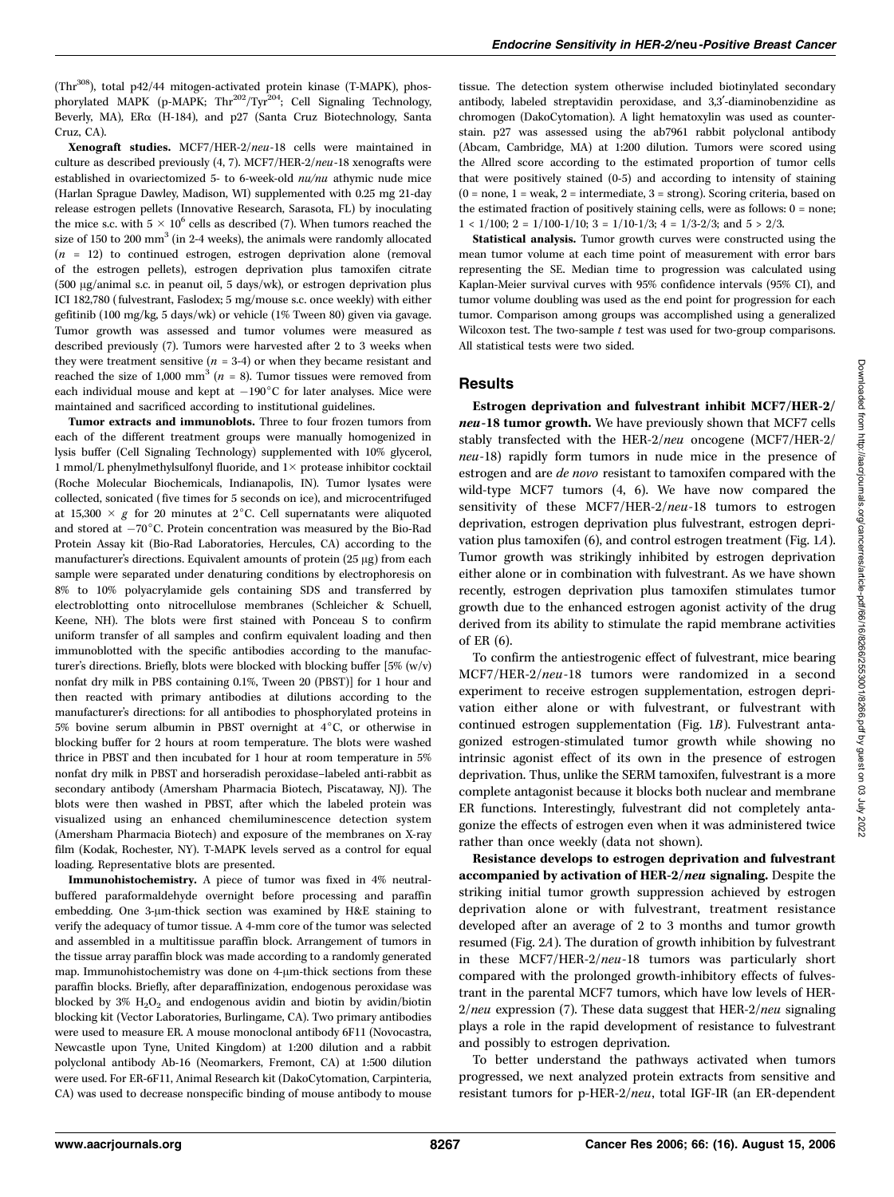(Thr[308]), total p42/44 mitogen-activated protein kinase (T-MAPK), phosphorylated MAPK (p-MAPK; Thr[202]/Tyr[204]; Cell Signaling Technology, Beverly, MA), ERα (H-184), and p27 (Santa Cruz Biotechnology, Santa Cruz, CA).

**Xenograft studies.** MCF7/HER-2/*neu*-18 cells were maintained in culture as described previously (4, 7). MCF7/HER-2/*neu*-18 xenografts were established in ovariectomized 5- to 6-week-old *nu/nu* athymic nude mice (Harlan Sprague Dawley, Madison, WI) supplemented with 0.25 mg 21-day release estrogen pellets (Innovative Research, Sarasota, FL) by inoculating the mice s.c. with $5 \times 10^6$ cells as described (7). When tumors reached the size of 150 to 200 $mm^3$ (in 2-4 weeks), the animals were randomly allocated ($n$ = 12) to continued estrogen, estrogen deprivation alone (removal of the estrogen pellets), estrogen deprivation plus tamoxifen citrate (500 μg/animal s.c. in peanut oil, 5 days/wk), or estrogen deprivation plus ICI 182,780 (fulvestrant, Faslodex; 5 mg/mouse s.c. once weekly) with either gefitinib (100 mg/kg, 5 days/wk) or vehicle (1% Tween 80) given via gavage. Tumor growth was assessed and tumor volumes were measured as described previously (7). Tumors were harvested after 2 to 3 weeks when they were treatment sensitive ($n$ = 3-4) or when they became resistant and reached the size of 1,000 $mm^3$ ($n$ = 8). Tumor tissues were removed from each individual mouse and kept at −190°C for later analyses. Mice were maintained and sacrificed according to institutional guidelines.

**Tumor extracts and immunoblots.** Three to four frozen tumors from each of the different treatment groups were manually homogenized in lysis buffer (Cell Signaling Technology) supplemented with 10% glycerol, 1 mmol/L phenylmethylsulfonyl fluoride, and 1× protease inhibitor cocktail (Roche Molecular Biochemicals, Indianapolis, IN). Tumor lysates were collected, sonicated (five times for 5 seconds on ice), and microcentrifuged at 15,300 × $g$ for 20 minutes at 2°C. Cell supernatants were aliquoted and stored at −70°C. Protein concentration was measured by the Bio-Rad Protein Assay kit (Bio-Rad Laboratories, Hercules, CA) according to the manufacturer's directions. Equivalent amounts of protein (25 μg) from each sample were separated under denaturing conditions by electrophoresis on 8% to 10% polyacrylamide gels containing SDS and transferred by electroblotting onto nitrocellulose membranes (Schleicher & Schuell, Keene, NH). The blots were first stained with Ponceau S to confirm uniform transfer of all samples and confirm equivalent loading and then immunoblotted with the specific antibodies according to the manufacturer's directions. Briefly, blots were blocked with blocking buffer [5% (w/v) nonfat dry milk in PBS containing 0.1%, Tween 20 (PBST)] for 1 hour and then reacted with primary antibodies at dilutions according to the manufacturer's directions: for all antibodies to phosphorylated proteins in 5% bovine serum albumin in PBST overnight at 4°C, or otherwise in blocking buffer for 2 hours at room temperature. The blots were washed thrice in PBST and then incubated for 1 hour at room temperature in 5% nonfat dry milk in PBST and horseradish peroxidase–labeled anti-rabbit as secondary antibody (Amersham Pharmacia Biotech, Piscataway, NJ). The blots were then washed in PBST, after which the labeled protein was visualized using an enhanced chemiluminescence detection system (Amersham Pharmacia Biotech) and exposure of the membranes on X-ray film (Kodak, Rochester, NY). T-MAPK levels served as a control for equal loading. Representative blots are presented.

**Immunohistochemistry.** A piece of tumor was fixed in 4% neutral-buffered paraformaldehyde overnight before processing and paraffin embedding. One 3-μm-thick section was examined by H&E staining to verify the adequacy of tumor tissue. A 4-mm core of the tumor was selected and assembled in a multitissue paraffin block. Arrangement of tumors in the tissue array paraffin block was made according to a randomly generated map. Immunohistochemistry was done on 4-μm-thick sections from these paraffin blocks. Briefly, after deparaffinization, endogenous peroxidase was blocked by 3% $H_2O_2$ and endogenous avidin and biotin by avidin/biotin blocking kit (Vector Laboratories, Burlingame, CA). Two primary antibodies were used to measure ER. A mouse monoclonal antibody 6F11 (Novocastra, Newcastle upon Tyne, United Kingdom) at 1:200 dilution and a rabbit polyclonal antibody Ab-16 (Neomarkers, Fremont, CA) at 1:500 dilution were used. For ER-6F11, Animal Research kit (DakoCytomation, Carpinteria, CA) was used to decrease nonspecific binding of mouse antibody to mouse tissue. The detection system otherwise included biotinylated secondary antibody, labeled streptavidin peroxidase, and 3,3′-diaminobenzidine as chromogen (DakoCytomation). A light hematoxylin was used as counterstain. p27 was assessed using the ab7961 rabbit polyclonal antibody (Abcam, Cambridge, MA) at 1:200 dilution. Tumors were scored using the Allred score according to the estimated proportion of tumor cells that were positively stained (0-5) and according to intensity of staining (0 = none, 1 = weak, 2 = intermediate, 3 = strong). Scoring criteria, based on the estimated fraction of positively staining cells, were as follows: 0 = none; 1 < 1/100; 2 = 1/100-1/10; 3 = 1/10-1/3; 4 = 1/3-2/3; and 5 > 2/3.

**Statistical analysis.** Tumor growth curves were constructed using the mean tumor volume at each time point of measurement with error bars representing the SE. Median time to progression was calculated using Kaplan-Meier survival curves with 95% confidence intervals (95% CI), and tumor volume doubling was used as the end point for progression for each tumor. Comparison among groups was accomplished using a generalized Wilcoxon test. The two-sample $t$ test was used for two-group comparisons. All statistical tests were two sided.

## Results

**Estrogen deprivation and fulvestrant inhibit MCF7/HER-2/*neu*-18 tumor growth.** We have previously shown that MCF7 cells stably transfected with the HER-2/*neu* oncogene (MCF7/HER-2/*neu*-18) rapidly form tumors in nude mice in the presence of estrogen and are *de novo* resistant to tamoxifen compared with the wild-type MCF7 tumors (4, 6). We have now compared the sensitivity of these MCF7/HER-2/*neu*-18 tumors to estrogen deprivation, estrogen deprivation plus fulvestrant, estrogen deprivation plus tamoxifen (6), and control estrogen treatment (Fig. 1*A*). Tumor growth was strikingly inhibited by estrogen deprivation either alone or in combination with fulvestrant. As we have shown recently, estrogen deprivation plus tamoxifen stimulates tumor growth due to the enhanced estrogen agonist activity of the drug derived from its ability to stimulate the rapid membrane activities of ER (6).

To confirm the antiestrogenic effect of fulvestrant, mice bearing MCF7/HER-2/*neu*-18 tumors were randomized in a second experiment to receive estrogen supplementation, estrogen deprivation either alone or with fulvestrant, or fulvestrant with continued estrogen supplementation (Fig. 1*B*). Fulvestrant antagonized estrogen-stimulated tumor growth while showing no intrinsic agonist effect of its own in the presence of estrogen deprivation. Thus, unlike the SERM tamoxifen, fulvestrant is a more complete antagonist because it blocks both nuclear and membrane ER functions. Interestingly, fulvestrant did not completely antagonize the effects of estrogen even when it was administered twice rather than once weekly (data not shown).

**Resistance develops to estrogen deprivation and fulvestrant accompanied by activation of HER-2/*neu* signaling.** Despite the striking initial tumor growth suppression achieved by estrogen deprivation alone or with fulvestrant, treatment resistance developed after an average of 2 to 3 months and tumor growth resumed (Fig. 2*A*). The duration of growth inhibition by fulvestrant in these MCF7/HER-2/*neu*-18 tumors was particularly short compared with the prolonged growth-inhibitory effects of fulvestrant in the parental MCF7 tumors, which have low levels of HER-2/*neu* expression (7). These data suggest that HER-2/*neu* signaling plays a role in the rapid development of resistance to fulvestrant and possibly to estrogen deprivation.

To better understand the pathways activated when tumors progressed, we next analyzed protein extracts from sensitive and resistant tumors for p-HER-2/*neu*, total IGF-IR (an ER-dependent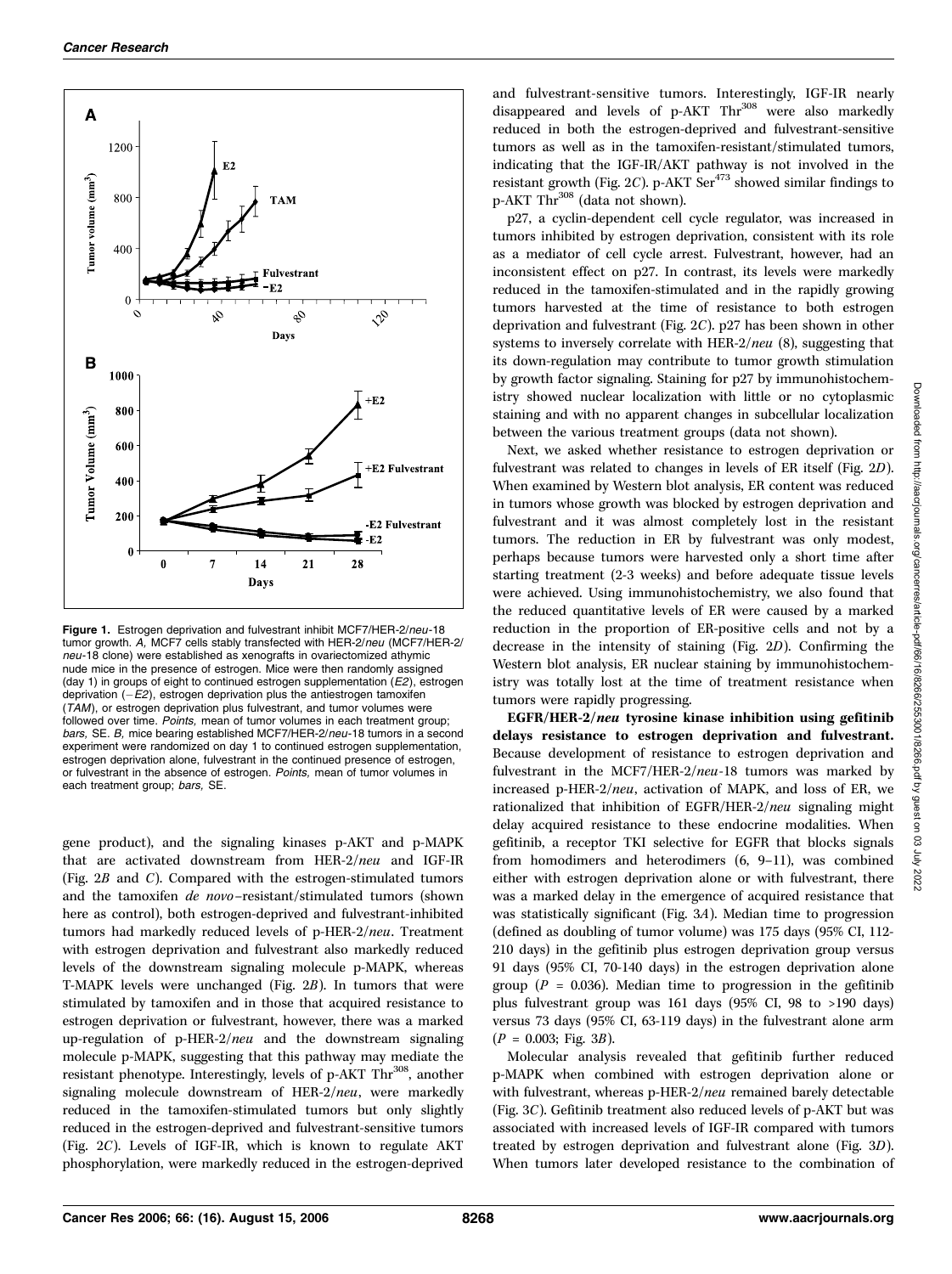**Figure 1.** Estrogen deprivation and fulvestrant inhibit MCF7/HER-2/*neu*-18 tumor growth. *A,* MCF7 cells stably transfected with HER-2/*neu* (MCF7/HER-2/*neu*-18 clone) were established as xenografts in ovariectomized athymic nude mice in the presence of estrogen. Mice were then randomly assigned (day 1) in groups of eight to continued estrogen supplementation (*E2*), estrogen deprivation (*−E2*), estrogen deprivation plus the antiestrogen tamoxifen (*TAM*), or estrogen deprivation plus fulvestrant, and tumor volumes were followed over time. *Points,* mean of tumor volumes in each treatment group; *bars,* SE. *B,* mice bearing established MCF7/HER-2/*neu*-18 tumors in a second experiment were randomized on day 1 to continued estrogen supplementation, estrogen deprivation alone, fulvestrant in the continued presence of estrogen, or fulvestrant in the absence of estrogen. *Points,* mean of tumor volumes in each treatment group; *bars,* SE.

gene product), and the signaling kinases p-AKT and p-MAPK that are activated downstream from HER-2/*neu* and IGF-IR (Fig. 2*B* and *C*). Compared with the estrogen-stimulated tumors and the tamoxifen *de novo*–resistant/stimulated tumors (shown here as control), both estrogen-deprived and fulvestrant-inhibited tumors had markedly reduced levels of p-HER-2/*neu*. Treatment with estrogen deprivation and fulvestrant also markedly reduced levels of the downstream signaling molecule p-MAPK, whereas T-MAPK levels were unchanged (Fig. 2*B*). In tumors that were stimulated by tamoxifen and in those that acquired resistance to estrogen deprivation or fulvestrant, however, there was a marked up-regulation of p-HER-2/*neu* and the downstream signaling molecule p-MAPK, suggesting that this pathway may mediate the resistant phenotype. Interestingly, levels of p-AKT Thr[308], another signaling molecule downstream of HER-2/*neu*, were markedly reduced in the tamoxifen-stimulated tumors but only slightly reduced in the estrogen-deprived and fulvestrant-sensitive tumors (Fig. 2*C*). Levels of IGF-IR, which is known to regulate AKT phosphorylation, were markedly reduced in the estrogen-deprived and fulvestrant-sensitive tumors. Interestingly, IGF-IR nearly disappeared and levels of p-AKT Thr[308] were also markedly reduced in both the estrogen-deprived and fulvestrant-sensitive tumors as well as in the tamoxifen-resistant/stimulated tumors, indicating that the IGF-IR/AKT pathway is not involved in the resistant growth (Fig. 2*C*). p-AKT Ser[473] showed similar findings to p-AKT Thr[308] (data not shown).

p27, a cyclin-dependent cell cycle regulator, was increased in tumors inhibited by estrogen deprivation, consistent with its role as a mediator of cell cycle arrest. Fulvestrant, however, had an inconsistent effect on p27. In contrast, its levels were markedly reduced in the tamoxifen-stimulated and in the rapidly growing tumors harvested at the time of resistance to both estrogen deprivation and fulvestrant (Fig. 2*C*). p27 has been shown in other systems to inversely correlate with HER-2/*neu* (8), suggesting that its down-regulation may contribute to tumor growth stimulation by growth factor signaling. Staining for p27 by immunohistochemistry showed nuclear localization with little or no cytoplasmic staining and with no apparent changes in subcellular localization between the various treatment groups (data not shown).

Next, we asked whether resistance to estrogen deprivation or fulvestrant was related to changes in levels of ER itself (Fig. 2*D*). When examined by Western blot analysis, ER content was reduced in tumors whose growth was blocked by estrogen deprivation and fulvestrant and it was almost completely lost in the resistant tumors. The reduction in ER by fulvestrant was only modest, perhaps because tumors were harvested only a short time after starting treatment (2-3 weeks) and before adequate tissue levels were achieved. Using immunohistochemistry, we also found that the reduced quantitative levels of ER were caused by a marked reduction in the proportion of ER-positive cells and not by a decrease in the intensity of staining (Fig. 2*D*). Confirming the Western blot analysis, ER nuclear staining by immunohistochemistry was totally lost at the time of treatment resistance when tumors were rapidly progressing.

**EGFR/HER-2/*neu* tyrosine kinase inhibition using gefitinib delays resistance to estrogen deprivation and fulvestrant.** Because development of resistance to estrogen deprivation and fulvestrant in the MCF7/HER-2/*neu*-18 tumors was marked by increased p-HER-2/*neu*, activation of MAPK, and loss of ER, we rationalized that inhibition of EGFR/HER-2/*neu* signaling might delay acquired resistance to these endocrine modalities. When gefitinib, a receptor TKI selective for EGFR that blocks signals from homodimers and heterodimers (6, 9–11), was combined either with estrogen deprivation alone or with fulvestrant, there was a marked delay in the emergence of acquired resistance that was statistically significant (Fig. 3*A*). Median time to progression (defined as doubling of tumor volume) was 175 days (95% CI, 112-210 days) in the gefitinib plus estrogen deprivation group versus 91 days (95% CI, 70-140 days) in the estrogen deprivation alone group ($P$ = 0.036). Median time to progression in the gefitinib plus fulvestrant group was 161 days (95% CI, 98 to >190 days) versus 73 days (95% CI, 63-119 days) in the fulvestrant alone arm ($P$ = 0.003; Fig. 3*B*).

Molecular analysis revealed that gefitinib further reduced p-MAPK when combined with estrogen deprivation alone or with fulvestrant, whereas p-HER-2/*neu* remained barely detectable (Fig. 3*C*). Gefitinib treatment also reduced levels of p-AKT but was associated with increased levels of IGF-IR compared with tumors treated by estrogen deprivation and fulvestrant alone (Fig. 3*D*). When tumors later developed resistance to the combination of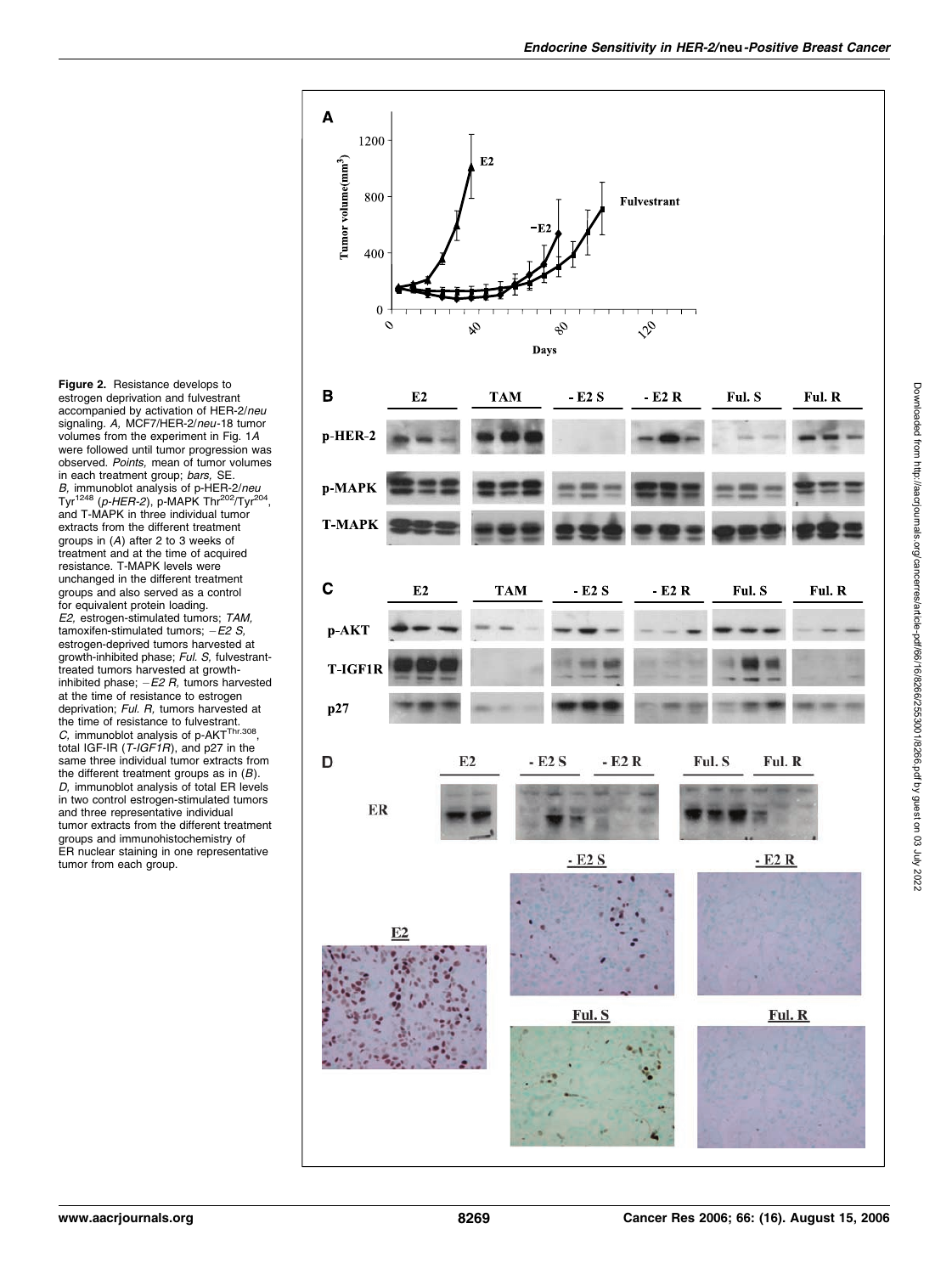**Figure 2.** Resistance develops to estrogen deprivation and fulvestrant accompanied by activation of HER-2/*neu* signaling. *A,* MCF7/HER-2/*neu*-18 tumor volumes from the experiment in Fig. 1*A* were followed until tumor progression was observed. *Points,* mean of tumor volumes in each treatment group; *bars,* SE. *B,* immunoblot analysis of p-HER-2/*neu* $Tyr^{1248}$ (*p-HER-2*), p-MAPK $Thr^{202}/Tyr^{204}$, and T-MAPK in three individual tumor extracts from the different treatment groups in (*A*) after 2 to 3 weeks of treatment and at the time of acquired resistance. T-MAPK levels were unchanged in the different treatment groups and also served as a control for equivalent protein loading. *E2,* estrogen-stimulated tumors; *TAM,* tamoxifen-stimulated tumors; *−E2 S,* estrogen-deprived tumors harvested at growth-inhibited phase; *Ful. S,* fulvestrant-treated tumors harvested at growth-inhibited phase; *−E2 R,* tumors harvested at the time of resistance to estrogen deprivation; *Ful. R,* tumors harvested at the time of resistance to fulvestrant. *C,* immunoblot analysis of $p\text{-}AKT^{Thr.308}$, total IGF-IR (*T-IGF1R*), and p27 in the same three individual tumor extracts from the different treatment groups as in (*B*). *D,* immunoblot analysis of total ER levels in two control estrogen-stimulated tumors and three representative individual tumor extracts from the different treatment groups and immunohistochemistry of ER nuclear staining in one representative tumor from each group.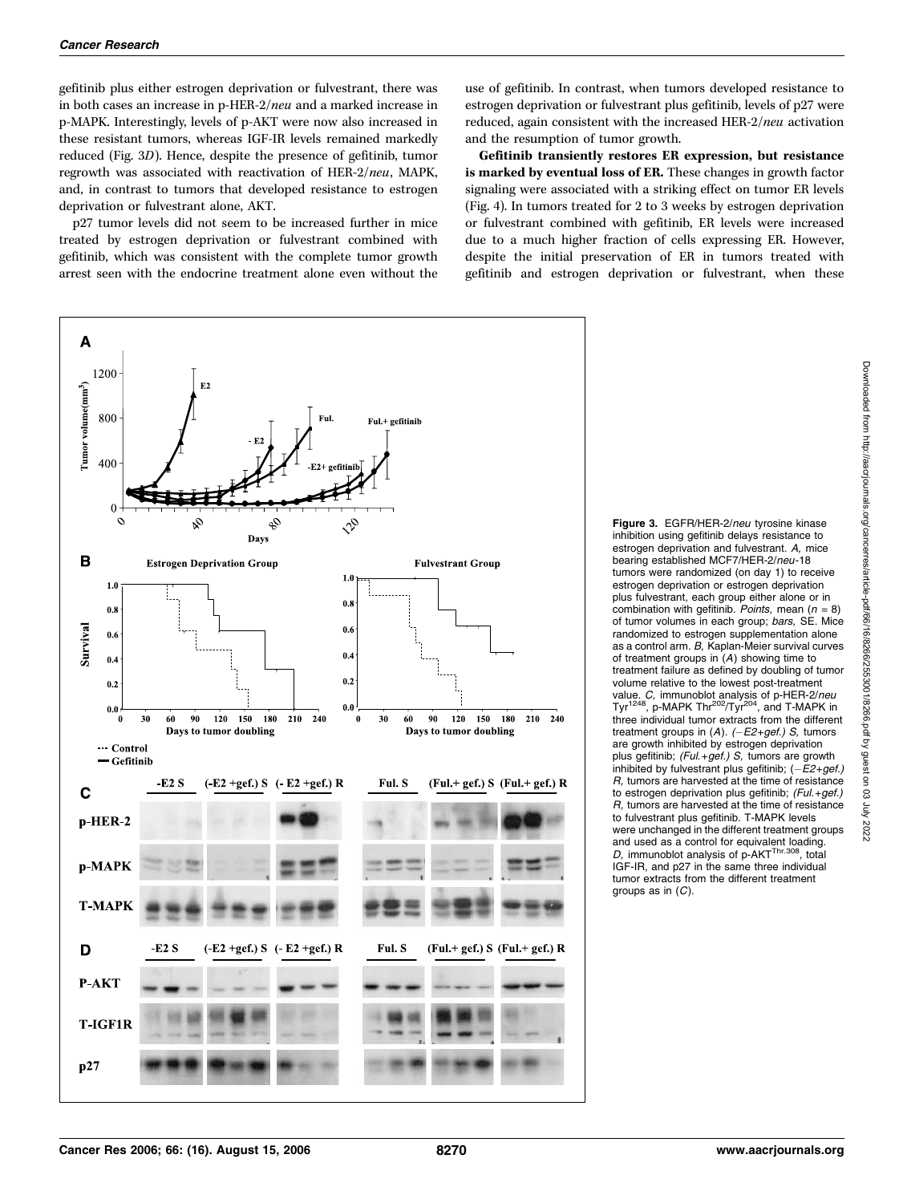gefitinib plus either estrogen deprivation or fulvestrant, there was in both cases an increase in p-HER-2/*neu* and a marked increase in p-MAPK. Interestingly, levels of p-AKT were now also increased in these resistant tumors, whereas IGF-IR levels remained markedly reduced (Fig. 3*D*). Hence, despite the presence of gefitinib, tumor regrowth was associated with reactivation of HER-2/*neu*, MAPK, and, in contrast to tumors that developed resistance to estrogen deprivation or fulvestrant alone, AKT.

p27 tumor levels did not seem to be increased further in mice treated by estrogen deprivation or fulvestrant combined with gefitinib, which was consistent with the complete tumor growth arrest seen with the endocrine treatment alone even without the use of gefitinib. In contrast, when tumors developed resistance to estrogen deprivation or fulvestrant plus gefitinib, levels of p27 were reduced, again consistent with the increased HER-2/*neu* activation and the resumption of tumor growth.

**Gefitinib transiently restores ER expression, but resistance is marked by eventual loss of ER.** These changes in growth factor signaling were associated with a striking effect on tumor ER levels (Fig. 4). In tumors treated for 2 to 3 weeks by estrogen deprivation or fulvestrant combined with gefitinib, ER levels were increased due to a much higher fraction of cells expressing ER. However, despite the initial preservation of ER in tumors treated with gefitinib and estrogen deprivation or fulvestrant, when these

**Figure 3.** EGFR/HER-2/*neu* tyrosine kinase inhibition using gefitinib delays resistance to estrogen deprivation and fulvestrant. *A,* mice bearing established MCF7/HER-2/*neu*-18 tumors were randomized (on day 1) to receive estrogen deprivation or estrogen deprivation plus fulvestrant, each group either alone or in combination with gefitinib. *Points,* mean ($n = 8$) of tumor volumes in each group; *bars,* SE. Mice randomized to estrogen supplementation alone as a control arm. *B,* Kaplan-Meier survival curves of treatment groups in (*A*) showing time to treatment failure as defined by doubling of tumor volume relative to the lowest post-treatment value. *C,* immunoblot analysis of p-HER-2/*neu* $Tyr^{1248}$, p-MAPK $Thr^{202}/Tyr^{204}$, and T-MAPK in three individual tumor extracts from the different treatment groups in (*A*). *(−E2+gef.) S,* tumors are growth inhibited by estrogen deprivation plus gefitinib; *(Ful.+gef.) S,* tumors are growth inhibited by fulvestrant plus gefitinib; *(−E2+gef.) R,* tumors are harvested at the time of resistance to estrogen deprivation plus gefitinib; *(Ful.+gef.) R,* tumors are harvested at the time of resistance to fulvestrant plus gefitinib. T-MAPK levels were unchanged in the different treatment groups and used as a control for equivalent loading. *D,* immunoblot analysis of p-$AKT^{Thr.308}$, total IGF-IR, and p27 in the same three individual tumor extracts from the different treatment groups as in (*C*).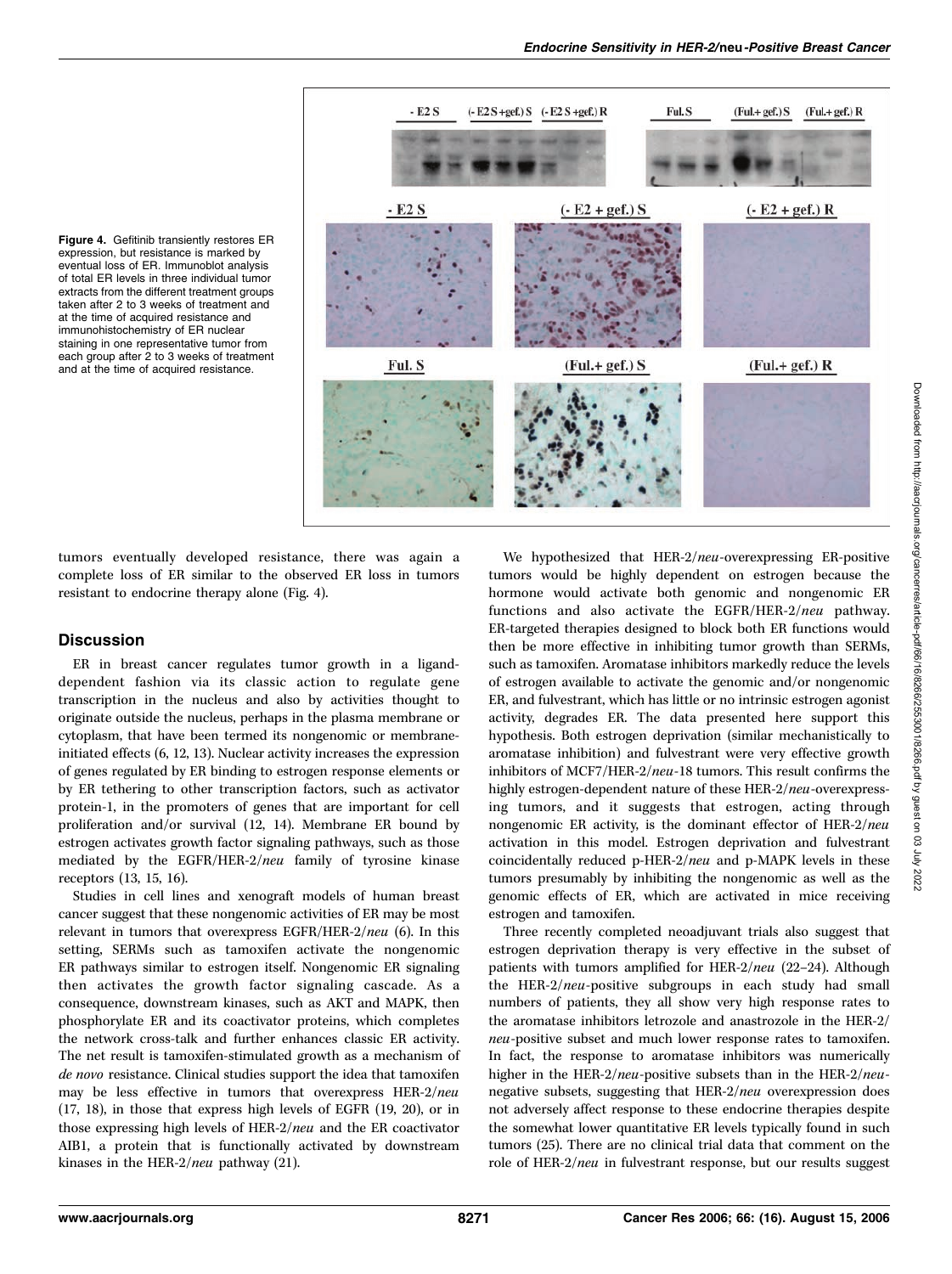**Figure 4.** Gefitinib transiently restores ER expression, but resistance is marked by eventual loss of ER. Immunoblot analysis of total ER levels in three individual tumor extracts from the different treatment groups taken after 2 to 3 weeks of treatment and at the time of acquired resistance and immunohistochemistry of ER nuclear staining in one representative tumor from each group after 2 to 3 weeks of treatment and at the time of acquired resistance.

tumors eventually developed resistance, there was again a complete loss of ER similar to the observed ER loss in tumors resistant to endocrine therapy alone (Fig. 4).

## Discussion

ER in breast cancer regulates tumor growth in a ligand-dependent fashion via its classic action to regulate gene transcription in the nucleus and also by activities thought to originate outside the nucleus, perhaps in the plasma membrane or cytoplasm, that have been termed its nongenomic or membrane-initiated effects (6, 12, 13). Nuclear activity increases the expression of genes regulated by ER binding to estrogen response elements or by ER tethering to other transcription factors, such as activator protein-1, in the promoters of genes that are important for cell proliferation and/or survival (12, 14). Membrane ER bound by estrogen activates growth factor signaling pathways, such as those mediated by the EGFR/HER-2/*neu* family of tyrosine kinase receptors (13, 15, 16).

Studies in cell lines and xenograft models of human breast cancer suggest that these nongenomic activities of ER may be most relevant in tumors that overexpress EGFR/HER-2/*neu* (6). In this setting, SERMs such as tamoxifen activate the nongenomic ER pathways similar to estrogen itself. Nongenomic ER signaling then activates the growth factor signaling cascade. As a consequence, downstream kinases, such as AKT and MAPK, then phosphorylate ER and its coactivator proteins, which completes the network cross-talk and further enhances classic ER activity. The net result is tamoxifen-stimulated growth as a mechanism of *de novo* resistance. Clinical studies support the idea that tamoxifen may be less effective in tumors that overexpress HER-2/*neu* (17, 18), in those that express high levels of EGFR (19, 20), or in those expressing high levels of HER-2/*neu* and the ER coactivator AIB1, a protein that is functionally activated by downstream kinases in the HER-2/*neu* pathway (21).

We hypothesized that HER-2/*neu*-overexpressing ER-positive tumors would be highly dependent on estrogen because the hormone would activate both genomic and nongenomic ER functions and also activate the EGFR/HER-2/*neu* pathway. ER-targeted therapies designed to block both ER functions would then be more effective in inhibiting tumor growth than SERMs, such as tamoxifen. Aromatase inhibitors markedly reduce the levels of estrogen available to activate the genomic and/or nongenomic ER, and fulvestrant, which has little or no intrinsic estrogen agonist activity, degrades ER. The data presented here support this hypothesis. Both estrogen deprivation (similar mechanistically to aromatase inhibition) and fulvestrant were very effective growth inhibitors of MCF7/HER-2/*neu*-18 tumors. This result confirms the highly estrogen-dependent nature of these HER-2/*neu*-overexpressing tumors, and it suggests that estrogen, acting through nongenomic ER activity, is the dominant effector of HER-2/*neu* activation in this model. Estrogen deprivation and fulvestrant coincidentally reduced p-HER-2/*neu* and p-MAPK levels in these tumors presumably by inhibiting the nongenomic as well as the genomic effects of ER, which are activated in mice receiving estrogen and tamoxifen.

Three recently completed neoadjuvant trials also suggest that estrogen deprivation therapy is very effective in the subset of patients with tumors amplified for HER-2/*neu* (22–24). Although the HER-2/*neu*-positive subgroups in each study had small numbers of patients, they all show very high response rates to the aromatase inhibitors letrozole and anastrozole in the HER-2/*neu*-positive subset and much lower response rates to tamoxifen. In fact, the response to aromatase inhibitors was numerically higher in the HER-2/*neu*-positive subsets than in the HER-2/*neu*-negative subsets, suggesting that HER-2/*neu* overexpression does not adversely affect response to these endocrine therapies despite the somewhat lower quantitative ER levels typically found in such tumors (25). There are no clinical trial data that comment on the role of HER-2/*neu* in fulvestrant response, but our results suggest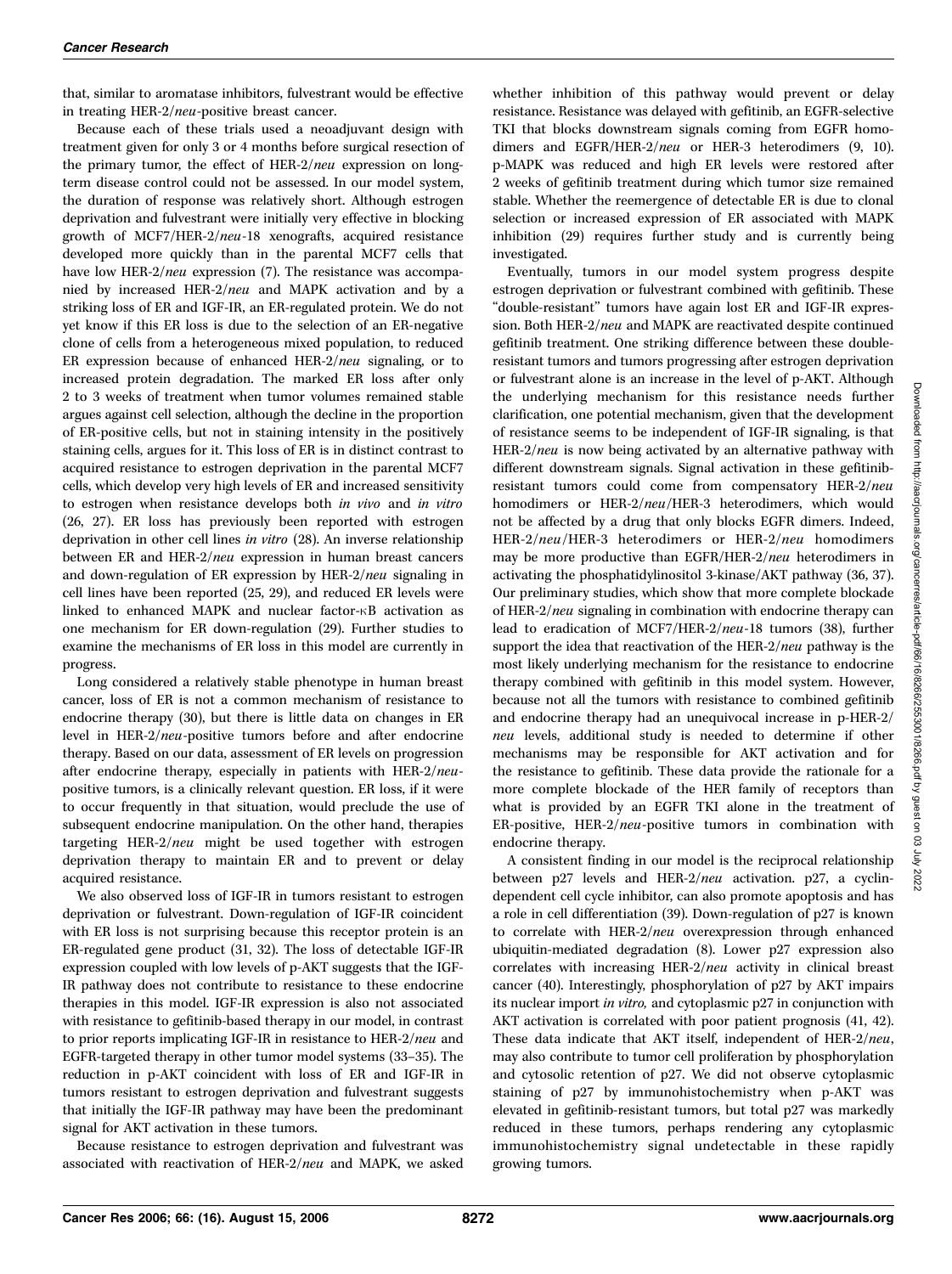that, similar to aromatase inhibitors, fulvestrant would be effective in treating HER-2/*neu*-positive breast cancer.

Because each of these trials used a neoadjuvant design with treatment given for only 3 or 4 months before surgical resection of the primary tumor, the effect of HER-2/*neu* expression on long-term disease control could not be assessed. In our model system, the duration of response was relatively short. Although estrogen deprivation and fulvestrant were initially very effective in blocking growth of MCF7/HER-2/*neu*-18 xenografts, acquired resistance developed more quickly than in the parental MCF7 cells that have low HER-2/*neu* expression (7). The resistance was accompanied by increased HER-2/*neu* and MAPK activation and by a striking loss of ER and IGF-IR, an ER-regulated protein. We do not yet know if this ER loss is due to the selection of an ER-negative clone of cells from a heterogeneous mixed population, to reduced ER expression because of enhanced HER-2/*neu* signaling, or to increased protein degradation. The marked ER loss after only 2 to 3 weeks of treatment when tumor volumes remained stable argues against cell selection, although the decline in the proportion of ER-positive cells, but not in staining intensity in the positively staining cells, argues for it. This loss of ER is in distinct contrast to acquired resistance to estrogen deprivation in the parental MCF7 cells, which develop very high levels of ER and increased sensitivity to estrogen when resistance develops both *in vivo* and *in vitro* (26, 27). ER loss has previously been reported with estrogen deprivation in other cell lines *in vitro* (28). An inverse relationship between ER and HER-2/*neu* expression in human breast cancers and down-regulation of ER expression by HER-2/*neu* signaling in cell lines have been reported (25, 29), and reduced ER levels were linked to enhanced MAPK and nuclear factor-κB activation as one mechanism for ER down-regulation (29). Further studies to examine the mechanisms of ER loss in this model are currently in progress.

Long considered a relatively stable phenotype in human breast cancer, loss of ER is not a common mechanism of resistance to endocrine therapy (30), but there is little data on changes in ER level in HER-2/*neu*-positive tumors before and after endocrine therapy. Based on our data, assessment of ER levels on progression after endocrine therapy, especially in patients with HER-2/*neu*-positive tumors, is a clinically relevant question. ER loss, if it were to occur frequently in that situation, would preclude the use of subsequent endocrine manipulation. On the other hand, therapies targeting HER-2/*neu* might be used together with estrogen deprivation therapy to maintain ER and to prevent or delay acquired resistance.

We also observed loss of IGF-IR in tumors resistant to estrogen deprivation or fulvestrant. Down-regulation of IGF-IR coincident with ER loss is not surprising because this receptor protein is an ER-regulated gene product (31, 32). The loss of detectable IGF-IR expression coupled with low levels of p-AKT suggests that the IGF-IR pathway does not contribute to resistance to these endocrine therapies in this model. IGF-IR expression is also not associated with resistance to gefitinib-based therapy in our model, in contrast to prior reports implicating IGF-IR in resistance to HER-2/*neu* and EGFR-targeted therapy in other tumor model systems (33–35). The reduction in p-AKT coincident with loss of ER and IGF-IR in tumors resistant to estrogen deprivation and fulvestrant suggests that initially the IGF-IR pathway may have been the predominant signal for AKT activation in these tumors.

Because resistance to estrogen deprivation and fulvestrant was associated with reactivation of HER-2/*neu* and MAPK, we asked whether inhibition of this pathway would prevent or delay resistance. Resistance was delayed with gefitinib, an EGFR-selective TKI that blocks downstream signals coming from EGFR homodimers and EGFR/HER-2/*neu* or HER-3 heterodimers (9, 10). p-MAPK was reduced and high ER levels were restored after 2 weeks of gefitinib treatment during which tumor size remained stable. Whether the reemergence of detectable ER is due to clonal selection or increased expression of ER associated with MAPK inhibition (29) requires further study and is currently being investigated.

Eventually, tumors in our model system progress despite estrogen deprivation or fulvestrant combined with gefitinib. These "double-resistant" tumors have again lost ER and IGF-IR expression. Both HER-2/*neu* and MAPK are reactivated despite continued gefitinib treatment. One striking difference between these double-resistant tumors and tumors progressing after estrogen deprivation or fulvestrant alone is an increase in the level of p-AKT. Although the underlying mechanism for this resistance needs further clarification, one potential mechanism, given that the development of resistance seems to be independent of IGF-IR signaling, is that HER-2/*neu* is now being activated by an alternative pathway with different downstream signals. Signal activation in these gefitinib-resistant tumors could come from compensatory HER-2/*neu* homodimers or HER-2/*neu*/HER-3 heterodimers, which would not be affected by a drug that only blocks EGFR dimers. Indeed, HER-2/*neu*/HER-3 heterodimers or HER-2/*neu* homodimers may be more productive than EGFR/HER-2/*neu* heterodimers in activating the phosphatidylinositol 3-kinase/AKT pathway (36, 37). Our preliminary studies, which show that more complete blockade of HER-2/*neu* signaling in combination with endocrine therapy can lead to eradication of MCF7/HER-2/*neu*-18 tumors (38), further support the idea that reactivation of the HER-2/*neu* pathway is the most likely underlying mechanism for the resistance to endocrine therapy combined with gefitinib in this model system. However, because not all the tumors with resistance to combined gefitinib and endocrine therapy had an unequivocal increase in p-HER-2/*neu* levels, additional study is needed to determine if other mechanisms may be responsible for AKT activation and for the resistance to gefitinib. These data provide the rationale for a more complete blockade of the HER family of receptors than what is provided by an EGFR TKI alone in the treatment of ER-positive, HER-2/*neu*-positive tumors in combination with endocrine therapy.

A consistent finding in our model is the reciprocal relationship between p27 levels and HER-2/*neu* activation. p27, a cyclin-dependent cell cycle inhibitor, can also promote apoptosis and has a role in cell differentiation (39). Down-regulation of p27 is known to correlate with HER-2/*neu* overexpression through enhanced ubiquitin-mediated degradation (8). Lower p27 expression also correlates with increasing HER-2/*neu* activity in clinical breast cancer (40). Interestingly, phosphorylation of p27 by AKT impairs its nuclear import *in vitro,* and cytoplasmic p27 in conjunction with AKT activation is correlated with poor patient prognosis (41, 42). These data indicate that AKT itself, independent of HER-2/*neu*, may also contribute to tumor cell proliferation by phosphorylation and cytosolic retention of p27. We did not observe cytoplasmic staining of p27 by immunohistochemistry when p-AKT was elevated in gefitinib-resistant tumors, but total p27 was markedly reduced in these tumors, perhaps rendering any cytoplasmic immunohistochemistry signal undetectable in these rapidly growing tumors.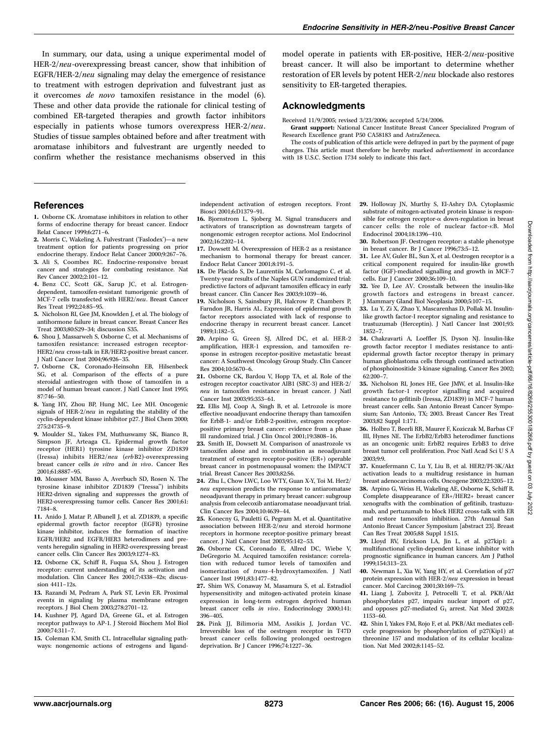In summary, our data, using a unique experimental model of HER-2/*neu*-overexpressing breast cancer, show that inhibition of EGFR/HER-2/*neu* signaling may delay the emergence of resistance to treatment with estrogen deprivation and fulvestrant just as it overcomes *de novo* tamoxifen resistance in the model (6). These and other data provide the rationale for clinical testing of combined ER-targeted therapies and growth factor inhibitors especially in patients whose tumors overexpress HER-2/*neu*. Studies of tissue samples obtained before and after treatment with aromatase inhibitors and fulvestrant are urgently needed to confirm whether the resistance mechanisms observed in this model operate in patients with ER-positive, HER-2/*neu*-positive breast cancer. It will also be important to determine whether restoration of ER levels by potent HER-2/*neu* blockade also restores sensitivity to ER-targeted therapies.

## Acknowledgments

Received 11/9/2005; revised 3/23/2006; accepted 5/24/2006.

**Grant support:** National Cancer Institute Breast Cancer Specialized Program of Research Excellence grant P50 CA58183 and AstraZeneca.

The costs of publication of this article were defrayed in part by the payment of page charges. This article must therefore be hereby marked *advertisement* in accordance with 18 U.S.C. Section 1734 solely to indicate this fact.

## References

1. Osborne CK. Aromatase inhibitors in relation to other forms of endocrine therapy for breast cancer. Endocr Relat Cancer 1999;6:271–6.
2. Morris C, Wakeling A. Fulvestrant ('Faslodex')—a new treatment option for patients progressing on prior endocrine therapy. Endocr Relat Cancer 2000;9:267–76.
3. Ali S, Coombes RC. Endocrine-responsive breast cancer and strategies for combating resistance. Nat Rev Cancer 2002;2:101–12.
4. Benz CC, Scott GK, Sarup JC, et al. Estrogen-dependent, tamoxifen-resistant tumorigenic growth of MCF-7 cells transfected with HER2/*neu*. Breast Cancer Res Treat 1992;24:85–95.
5. Nicholson RI, Gee JM, Knowlden J, et al. The biology of antihormone failure in breast cancer. Breast Cancer Res Treat 2003;80:S29–34; discussion S35.
6. Shou J, Massarweh S, Osborne C, et al. Mechanisms of tamoxifen resistance: increased estrogen receptor-HER2/*neu* cross-talk in ER/HER2-positive breast cancer. J Natl Cancer Inst 2004;96:926–35.
7. Osborne CK, Coronado-Heinsohn EB, Hilsenbeck SG, et al. Comparison of the effects of a pure steroidal antiestrogen with those of tamoxifen in a model of human breast cancer. J Natl Cancer Inst 1995;87:746–50.
8. Yang HY, Zhou BP, Hung MC, Lee MH. Oncogenic signals of HER-2/*neu* in regulating the stability of the cyclin-dependent kinase inhibitor p27. J Biol Chem 2000;275:24735–9.
9. Moulder SL, Yakes FM, Muthuswamy SK, Bianco R, Simpson JF, Arteaga CL. Epidermal growth factor receptor (HER1) tyrosine kinase inhibitor ZD1839 (Iressa) inhibits HER2/*neu* (*erb*B2)-overexpressing breast cancer cells *in vitro* and *in vivo*. Cancer Res 2001;61:8887–95.
10. Moasser MM, Basso A, Averbuch SD, Rosen N. The tyrosine kinase inhibitor ZD1839 ("Iressa") inhibits HER2-driven signaling and suppresses the growth of HER2-overexpressing tumor cells. Cancer Res 2001;61:7184–8.
11. Anido J, Matar P, Albanell J, et al. ZD1839, a specific epidermal growth factor receptor (EGFR) tyrosine kinase inhibitor, induces the formation of inactive EGFR/HER2 and EGFR/HER3 heterodimers and prevents heregulin signaling in HER2-overexpressing breast cancer cells. Clin Cancer Res 2003;9:1274–83.
12. Osborne CK, Schiff R, Fuqua SA, Shou J. Estrogen receptor: current understanding of its activation and modulation. Clin Cancer Res 2001;7:4338–42s; discussion 4411–12s.
13. Razandi M, Pedram A, Park ST, Levin ER. Proximal events in signaling by plasma membrane estrogen receptors. J Biol Chem 2003;278:2701–12.
14. Kushner PJ, Agard DA, Greene GL, et al. Estrogen receptor pathways to AP-1. J Steroid Biochem Mol Biol 2000;74:311–7.
15. Coleman KM, Smith CL. Intracellular signaling pathways: nongenomic actions of estrogens and ligand-independent activation of estrogen receptors. Front Biosci 2001;6:D1379–91.
16. Bjornstrom L, Sjoberg M. Signal transducers and activators of transcription as downstream targets of nongenomic estrogen receptor actions. Mol Endocrinol 2002;16:2202–14.
17. Dowsett M. Overexpression of HER-2 as a resistance mechanism to hormonal therapy for breast cancer. Endocr Relat Cancer 2001;8:191–5.
18. De Placido S, De Laurentiis M, Carlomagno C, et al. Twenty-year results of the Naples GUN randomized trial: predictive factors of adjuvant tamoxifen efficacy in early breast cancer. Clin Cancer Res 2003;9:1039–46.
19. Nicholson S, Sainsbury JR, Halcrow P, Chambers P, Farndon JR, Harris AL. Expression of epidermal growth factor receptors associated with lack of response to endocrine therapy in recurrent breast cancer. Lancet 1989;1:182–5.
20. Arpino G, Green SJ, Allred DC, et al. HER-2 amplification, HER-1 expression, and tamoxifen response in estrogen receptor-positive metastatic breast cancer: A Southwest Oncology Group Study. Clin Cancer Res 2004;10:5670–6.
21. Osborne CK, Bardou V, Hopp TA, et al. Role of the estrogen receptor coactivator AIB1 (SRC-3) and HER-2/*neu* in tamoxifen resistance in breast cancer. J Natl Cancer Inst 2003;95:353–61.
22. Ellis MJ, Coop A, Singh B, et al. Letrozole is more effective neoadjuvant endocrine therapy than tamoxifen for ErbB-1- and/or ErbB-2-positive, estrogen receptor-positive primary breast cancer: evidence from a phase III randomized trial. J Clin Oncol 2001;19:3808–16.
23. Smith IE, Dowsett M. Comparison of anastrozole vs tamoxifen alone and in combination as neoadjuvant treatment of estrogen receptor-positive (ER+) operable breast cancer in postmenopausal women: the IMPACT trial. Breast Cancer Res Treat 2003;82:S6.
24. Zhu L, Chow LWC, Loo WTY, Guan X-Y, Toi M. Her2/*neu* expression predicts the response to antiaromatase neoadjuvant therapy in primary breast cancer: subgroup analysis from celecoxib antiaromatase neoadjuvant trial. Clin Cancer Res 2004;10:4639–44.
25. Konecny G, Pauletti G, Pegram M, et al. Quantitative association between HER-2/*neu* and steroid hormone receptors in hormone receptor-positive primary breast cancer. J Natl Cancer Inst 2003;95:142–53.
26. Osborne CK, Coronado E, Allred DC, Wiebe V, DeGregorio M. Acquired tamoxifen resistance: correlation with reduced tumor levels of tamoxifen and isomerization of *trans*-4-hydroxytamoxifen. J Natl Cancer Inst 1991;83:1477–82.
27. Shim WS, Conaway M, Masamura S, et al. Estradiol hypersensitivity and mitogen-activated protein kinase expression in long-term estrogen deprived human breast cancer cells *in vivo*. Endocrinology 2000;141:396–405.
28. Pink JJ, Bilimoria MM, Assikis J, Jordan VC. Irreversible loss of the oestrogen receptor in T47D breast cancer cells following prolonged oestrogen deprivation. Br J Cancer 1996;74:1227–36.
29. Holloway JN, Murthy S, El-Ashry DA. Cytoplasmic substrate of mitogen-activated protein kinase is responsible for estrogen receptor-α down-regulation in breast cancer cells: the role of nuclear factor-κB. Mol Endocrinol 2004;18:1396–410.
30. Robertson JF. Oestrogen receptor: a stable phenotype in breast cancer. Br J Cancer 1996;73:5–12.
31. Lee AV, Guler BL, Sun X, et al. Oestrogen receptor is a critical component required for insulin-like growth factor (IGF)-mediated signalling and growth in MCF-7 cells. Eur J Cancer 2000;36:109–10.
32. Yee D, Lee AV. Crosstalk between the insulin-like growth factors and estrogens in breast cancer. J Mammary Gland Biol Neoplasia 2000;5:107–15.
33. Lu Y, Zi X, Zhao Y, Mascarenhas D, Pollak M. Insulin-like growth factor-I receptor signaling and resistance to trastuzumab (Herceptin). J Natl Cancer Inst 2001;93:1852–7.
34. Chakravarti A, Loeffler JS, Dyson NJ. Insulin-like growth factor receptor I mediates resistance to anti-epidermal growth factor receptor therapy in primary human glioblastoma cells through continued activation of phosphoinositide 3-kinase signaling. Cancer Res 2002;62:200–7.
35. Nicholson RI, Jones HE, Gee JMW, et al. Insulin-like growth factor-1 receptor signalling and acquired resistance to gefitinib (Iressa, ZD1839) in MCF-7 human breast cancer cells. San Antonio Breast Cancer Symposium; San Antonio, TX; 2003. Breast Cancer Res Treat 2003;82 Suppl 1:171.
36. Holbro T, Beerli RR, Maurer F, Koziczak M, Barbas CF III, Hynes NE. The ErbB2/ErbB3 heterodimer functions as an oncogenic unit: ErbB2 requires ErbB3 to drive breast tumor cell proliferation. Proc Natl Acad Sci U S A 2003;9:9.
37. Knuefermann C, Lu Y, Liu B, et al. HER2/PI-3K/Akt activation leads to a multidrug resistance in human breast adenocarcinoma cells. Oncogene 2003;22:3205–12.
38. Arpino G, Weiss H, Wakeling AE, Osborne K, Schiff R. Complete disappearance of ER+/HER2+ breast cancer xenografts with the combination of gefitinib, trastuzumab, and pertuzumab to block HER2 cross-talk with ER and restore tamoxifen inhibition. 27th Annual San Antonio Breast Cancer Symposium [abstract 23]. Breast Can Res Treat 2005;88 Suppl 1:S15.
39. Lloyd RV, Erickson LA, Jin L, et al. p27kip1: a multifunctional cyclin-dependent kinase inhibitor with prognostic significance in human cancers. Am J Pathol 1999;154:313–23.
40. Newman L, Xia W, Yang HY, et al. Correlation of p27 protein expression with HER-2/*neu* expression in breast cancer. Mol Carcinog 2001;30:169–75.
41. Liang J, Zubovitz J, Petrocelli T, et al. PKB/Akt phosphorylates p27, impairs nuclear import of p27, and opposes p27-mediated $G_1$ arrest. Nat Med 2002;8:1153–60.
42. Shin I, Yakes FM, Rojo F, et al. PKB/Akt mediates cell-cycle progression by phosphorylation of p27(Kip1) at threonine 157 and modulation of its cellular localization. Nat Med 2002;8:1145–52.